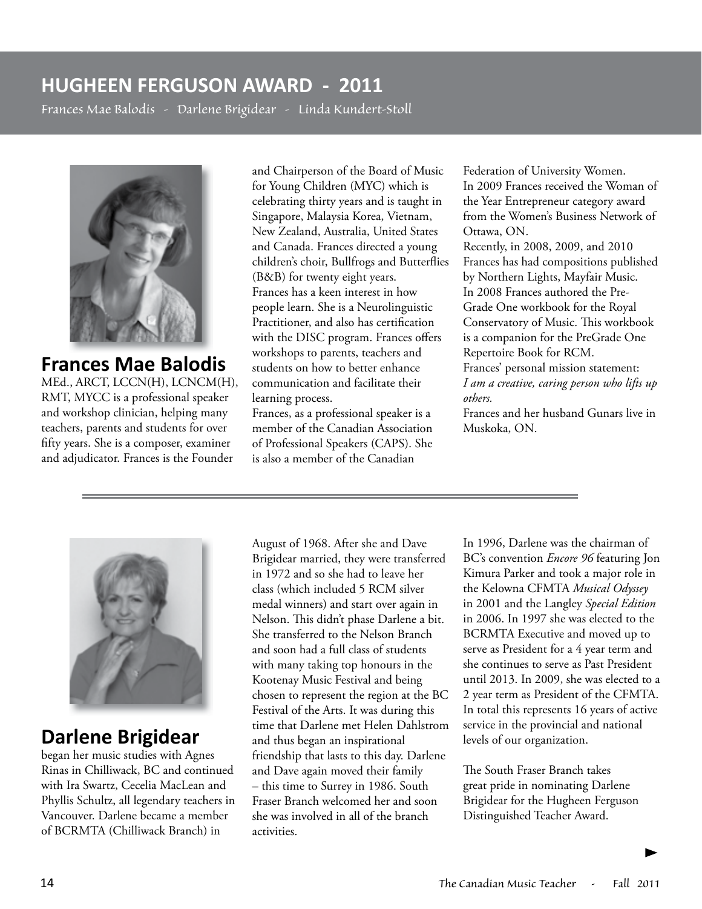# HUGHEEN FERGUSON AWARD - 2011

Frances Mae Balodis - Darlene Brigidear - Linda Kundert-Stoll

## Frances Mae Balodis

MEd., ARCT, LCCN(H), LCNCM(H), RMT, MYCC is a professional speaker and workshop clinician, helping many teachers, parents and students for over fifty years. She is a composer, examiner and adjudicator. Frances is the Founder and Chairperson of the Board of Music for Young Children (MYC) which is celebrating thirty years and is taught in Singapore, Malaysia Korea, Vietnam, New Zealand, Australia, United States and Canada. Frances directed a young children's choir, Bullfrogs and Butterflies (B&B) for twenty eight years.

Frances has a keen interest in how people learn. She is a Neurolinguistic Practitioner, and also has certification with the DISC program. Frances offers workshops to parents, teachers and students on how to better enhance communication and facilitate their learning process.

Frances, as a professional speaker is a member of the Canadian Association of Professional Speakers (CAPS). She is also a member of the Canadian Federation of University Women.

In 2009 Frances received the Woman of the Year Entrepreneur category award from the Women's Business Network of Ottawa, ON.

Recently, in 2008, 2009, and 2010 Frances has had compositions published by Northern Lights, Mayfair Music.

In 2008 Frances authored the Pre-Grade One workbook for the Royal Conservatory of Music. This workbook is a companion for the PreGrade One Repertoire Book for RCM.

Frances' personal mission statement: *I am a creative, caring person who lifts up others.*

Frances and her husband Gunars live in Muskoka, ON.

---

## Darlene Brigidear

began her music studies with Agnes Rinas in Chilliwack, BC and continued with Ira Swartz, Cecelia MacLean and Phyllis Schultz, all legendary teachers in Vancouver. Darlene became a member of BCRMTA (Chilliwack Branch) in August of 1968. After she and Dave Brigidear married, they were transferred in 1972 and so she had to leave her class (which included 5 RCM silver medal winners) and start over again in Nelson. This didn't phase Darlene a bit. She transferred to the Nelson Branch and soon had a full class of students with many taking top honours in the Kootenay Music Festival and being chosen to represent the region at the BC Festival of the Arts. It was during this time that Darlene met Helen Dahlstrom and thus began an inspirational friendship that lasts to this day. Darlene and Dave again moved their family – this time to Surrey in 1986. South Fraser Branch welcomed her and soon she was involved in all of the branch activities.

In 1996, Darlene was the chairman of BC's convention *Encore 96* featuring Jon Kimura Parker and took a major role in the Kelowna CFMTA *Musical Odyssey* in 2001 and the Langley *Special Edition* in 2006. In 1997 she was elected to the BCRMTA Executive and moved up to serve as President for a 4 year term and she continues to serve as Past President until 2013. In 2009, she was elected to a 2 year term as President of the CFMTA. In total this represents 16 years of active service in the provincial and national levels of our organization.

The South Fraser Branch takes great pride in nominating Darlene Brigidear for the Hugheen Ferguson Distinguished Teacher Award.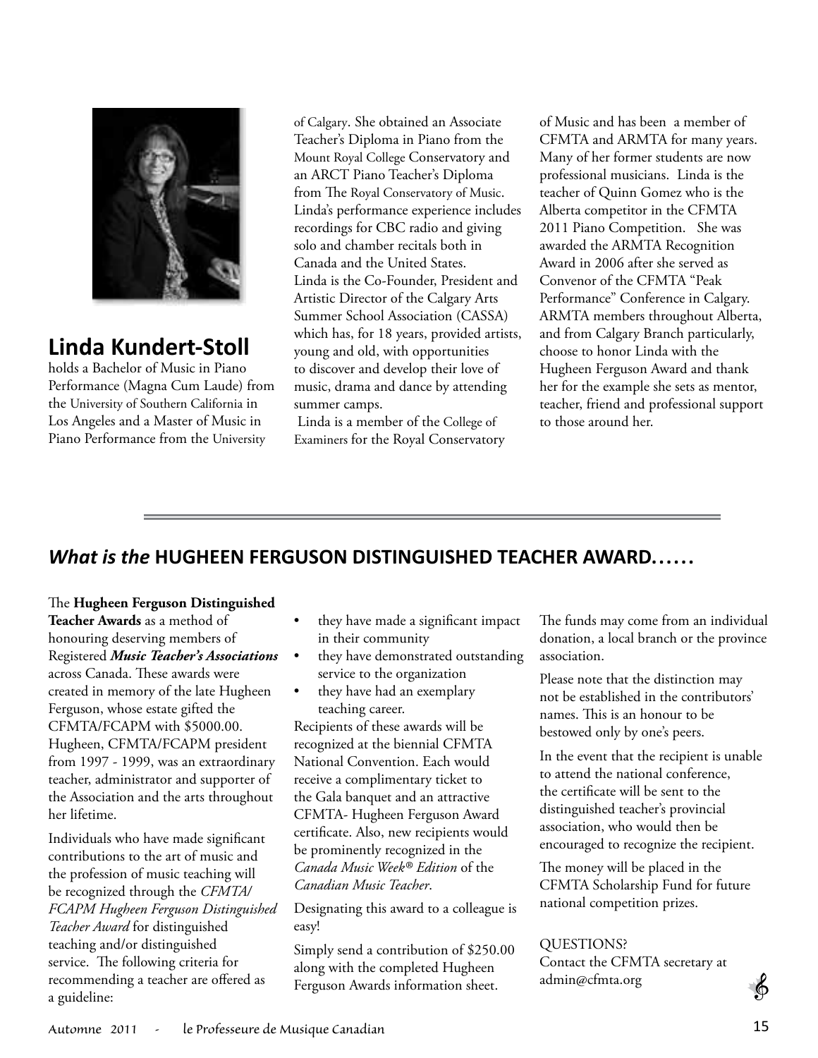## Linda Kundert-Stoll

holds a Bachelor of Music in Piano Performance (Magna Cum Laude) from the University of Southern California in Los Angeles and a Master of Music in Piano Performance from the University of Calgary. She obtained an Associate Teacher's Diploma in Piano from the Mount Royal College Conservatory and an ARCT Piano Teacher's Diploma from The Royal Conservatory of Music. Linda's performance experience includes recordings for CBC radio and giving solo and chamber recitals both in Canada and the United States.

Linda is the Co-Founder, President and Artistic Director of the Calgary Arts Summer School Association (CASSA) which has, for 18 years, provided artists, young and old, with opportunities to discover and develop their love of music, drama and dance by attending summer camps.

Linda is a member of the College of Examiners for the Royal Conservatory of Music and has been a member of CFMTA and ARMTA for many years. Many of her former students are now professional musicians. Linda is the teacher of Quinn Gomez who is the Alberta competitor in the CFMTA 2011 Piano Competition. She was awarded the ARMTA Recognition Award in 2006 after she served as Convenor of the CFMTA "Peak Performance" Conference in Calgary. ARMTA members throughout Alberta, and from Calgary Branch particularly, choose to honor Linda with the Hugheen Ferguson Award and thank her for the example she sets as mentor, teacher, friend and professional support to those around her.

## *What is the* HUGHEEN FERGUSON DISTINGUISHED TEACHER AWARD……

The **Hugheen Ferguson Distinguished Teacher Awards** as a method of honouring deserving members of Registered ***Music Teacher's Associations*** across Canada. These awards were created in memory of the late Hugheen Ferguson, whose estate gifted the CFMTA/FCAPM with $5000.00. Hugheen, CFMTA/FCAPM president from 1997 - 1999, was an extraordinary teacher, administrator and supporter of the Association and the arts throughout her lifetime.

Individuals who have made significant contributions to the art of music and the profession of music teaching will be recognized through the *CFMTA/ FCAPM Hugheen Ferguson Distinguished Teacher Award* for distinguished teaching and/or distinguished service. The following criteria for recommending a teacher are offered as a guideline:

- they have made a significant impact in their community
- they have demonstrated outstanding service to the organization
- they have had an exemplary teaching career.

Recipients of these awards will be recognized at the biennial CFMTA National Convention. Each would receive a complimentary ticket to the Gala banquet and an attractive CFMTA- Hugheen Ferguson Award certificate. Also, new recipients would be prominently recognized in the *Canada Music Week® Edition* of the *Canadian Music Teacher*.

Designating this award to a colleague is easy!

Simply send a contribution of $250.00 along with the completed Hugheen Ferguson Awards information sheet. The funds may come from an individual donation, a local branch or the province association.

Please note that the distinction may not be established in the contributors' names. This is an honour to be bestowed only by one's peers.

In the event that the recipient is unable to attend the national conference, the certificate will be sent to the distinguished teacher's provincial association, who would then be encouraged to recognize the recipient.

The money will be placed in the CFMTA Scholarship Fund for future national competition prizes.

QUESTIONS?
Contact the CFMTA secretary at admin@cfmta.org